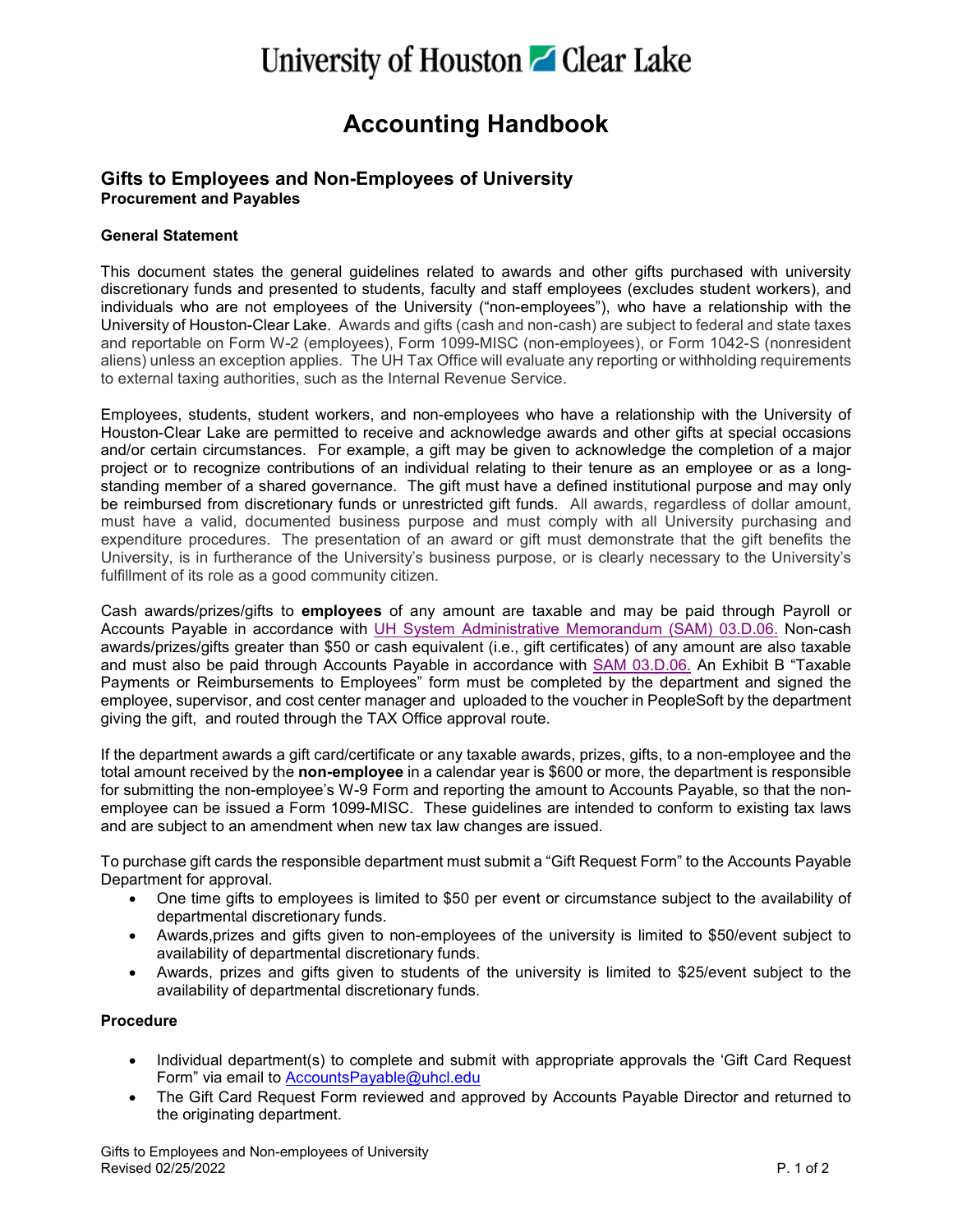# University of Houston Clear Lake

# Accounting Handbook

## Gifts to Employees and Non-Employees of University

**Procurement and Payables**

### General Statement

This document states the general guidelines related to awards and other gifts purchased with university discretionary funds and presented to students, faculty and staff employees (excludes student workers), and individuals who are not employees of the University ("non-employees"), who have a relationship with the University of Houston-Clear Lake. Awards and gifts (cash and non-cash) are subject to federal and state taxes and reportable on Form W-2 (employees), Form 1099-MISC (non-employees), or Form 1042-S (nonresident aliens) unless an exception applies. The UH Tax Office will evaluate any reporting or withholding requirements to external taxing authorities, such as the Internal Revenue Service.

Employees, students, student workers, and non-employees who have a relationship with the University of Houston-Clear Lake are permitted to receive and acknowledge awards and other gifts at special occasions and/or certain circumstances. For example, a gift may be given to acknowledge the completion of a major project or to recognize contributions of an individual relating to their tenure as an employee or as a long-standing member of a shared governance. The gift must have a defined institutional purpose and may only be reimbursed from discretionary funds or unrestricted gift funds. All awards, regardless of dollar amount, must have a valid, documented business purpose and must comply with all University purchasing and expenditure procedures. The presentation of an award or gift must demonstrate that the gift benefits the University, is in furtherance of the University's business purpose, or is clearly necessary to the University's fulfillment of its role as a good community citizen.

Cash awards/prizes/gifts to **employees** of any amount are taxable and may be paid through Payroll or Accounts Payable in accordance with UH System Administrative Memorandum (SAM) 03.D.06. Non-cash awards/prizes/gifts greater than $50 or cash equivalent (i.e., gift certificates) of any amount are also taxable and must also be paid through Accounts Payable in accordance with SAM 03.D.06. An Exhibit B "Taxable Payments or Reimbursements to Employees" form must be completed by the department and signed the employee, supervisor, and cost center manager and uploaded to the voucher in PeopleSoft by the department giving the gift, and routed through the TAX Office approval route.

If the department awards a gift card/certificate or any taxable awards, prizes, gifts, to a non-employee and the total amount received by the **non-employee** in a calendar year is $600 or more, the department is responsible for submitting the non-employee's W-9 Form and reporting the amount to Accounts Payable, so that the non-employee can be issued a Form 1099-MISC. These guidelines are intended to conform to existing tax laws and are subject to an amendment when new tax law changes are issued.

To purchase gift cards the responsible department must submit a "Gift Request Form" to the Accounts Payable Department for approval.

- One time gifts to employees is limited to $50 per event or circumstance subject to the availability of departmental discretionary funds.
- Awards,prizes and gifts given to non-employees of the university is limited to $50/event subject to availability of departmental discretionary funds.
- Awards, prizes and gifts given to students of the university is limited to $25/event subject to the availability of departmental discretionary funds.

### Procedure

- Individual department(s) to complete and submit with appropriate approvals the 'Gift Card Request Form" via email to AccountsPayable@uhcl.edu
- The Gift Card Request Form reviewed and approved by Accounts Payable Director and returned to the originating department.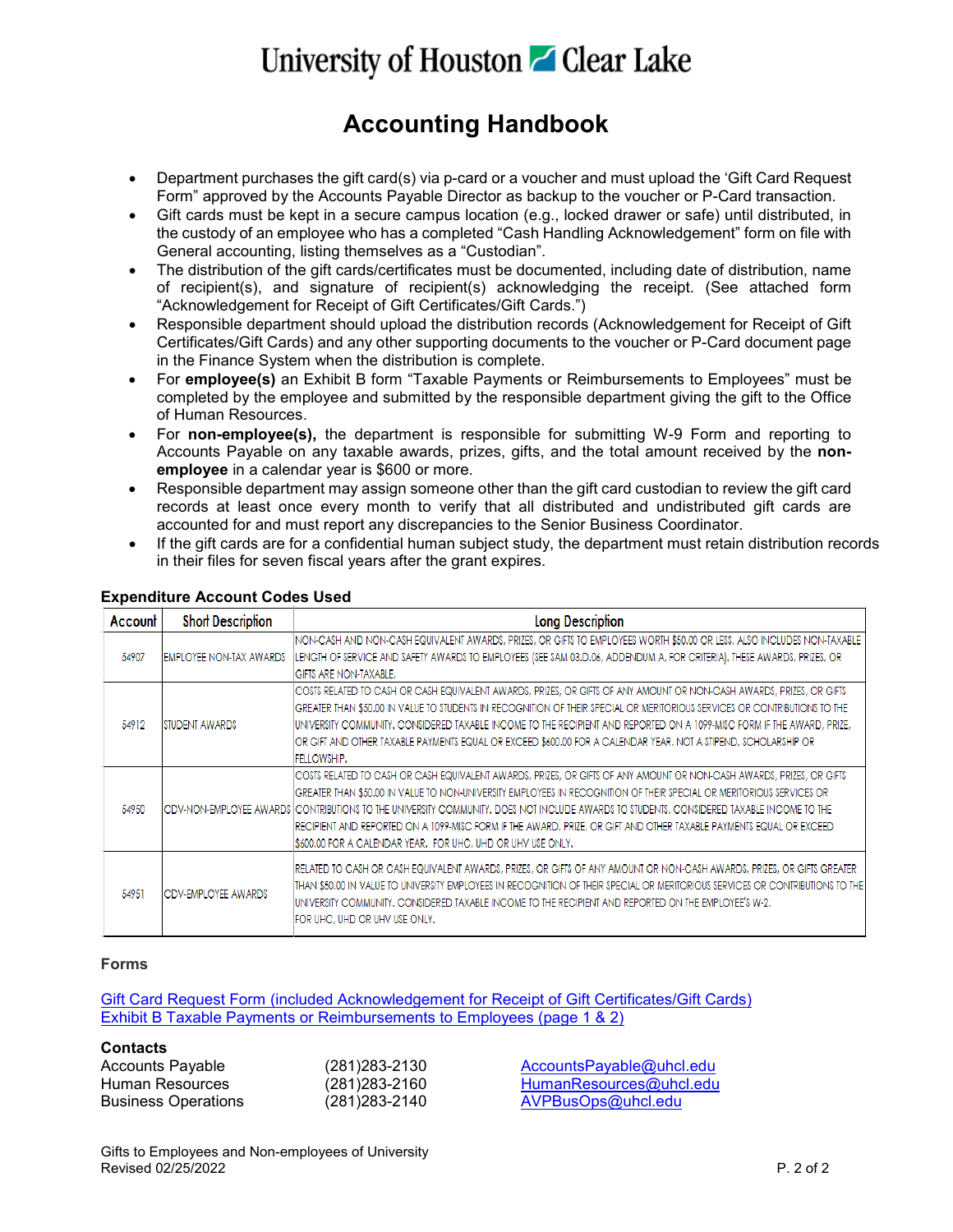# University of Houston Clear Lake

## Accounting Handbook

- Department purchases the gift card(s) via p-card or a voucher and must upload the 'Gift Card Request Form" approved by the Accounts Payable Director as backup to the voucher or P-Card transaction.
- Gift cards must be kept in a secure campus location (e.g., locked drawer or safe) until distributed, in the custody of an employee who has a completed "Cash Handling Acknowledgement" form on file with General accounting, listing themselves as a "Custodian".
- The distribution of the gift cards/certificates must be documented, including date of distribution, name of recipient(s), and signature of recipient(s) acknowledging the receipt. (See attached form "Acknowledgement for Receipt of Gift Certificates/Gift Cards.")
- Responsible department should upload the distribution records (Acknowledgement for Receipt of Gift Certificates/Gift Cards) and any other supporting documents to the voucher or P-Card document page in the Finance System when the distribution is complete.
- For **employee(s)** an Exhibit B form "Taxable Payments or Reimbursements to Employees" must be completed by the employee and submitted by the responsible department giving the gift to the Office of Human Resources.
- For **non-employee(s),** the department is responsible for submitting W-9 Form and reporting to Accounts Payable on any taxable awards, prizes, gifts, and the total amount received by the **non-employee** in a calendar year is $600 or more.
- Responsible department may assign someone other than the gift card custodian to review the gift card records at least once every month to verify that all distributed and undistributed gift cards are accounted for and must report any discrepancies to the Senior Business Coordinator.
- If the gift cards are for a confidential human subject study, the department must retain distribution records in their files for seven fiscal years after the grant expires.

### Expenditure Account Codes Used

| Account | Short Description | Long Description |
|---|---|---|
| 54907 | EMPLOYEE NON-TAX AWARDS | NON-CASH AND NON-CASH EQUIVALENT AWARDS, PRIZES, OR GIFTS TO EMPLOYEES WORTH $50.00 OR LESS. ALSO INCLUDES NON-TAXABLE LENGTH OF SERVICE AND SAFETY AWARDS TO EMPLOYEES (SEE SAM 03.D.06, ADDENDUM A, FOR CRITERIA). THESE AWARDS, PRIZES, OR GIFTS ARE NON-TAXABLE. |
| 54912 | STUDENT AWARDS | COSTS RELATED TO CASH OR CASH EQUIVALENT AWARDS, PRIZES, OR GIFTS OF ANY AMOUNT OR NON-CASH AWARDS, PRIZES, OR GIFTS GREATER THAN $50.00 IN VALUE TO STUDENTS IN RECOGNITION OF THEIR SPECIAL OR MERITORIOUS SERVICES OR CONTRIBUTIONS TO THE UNIVERSITY COMMUNITY. CONSIDERED TAXABLE INCOME TO THE RECIPIENT AND REPORTED ON A 1099-MISC FORM IF THE AWARD, PRIZE, OR GIFT AND OTHER TAXABLE PAYMENTS EQUAL OR EXCEED $600.00 FOR A CALENDAR YEAR. NOT A STIPEND, SCHOLARSHIP OR FELLOWSHIP. |
| 54950 | CDV-NON-EMPLOYEE AWARDS | COSTS RELATED TO CASH OR CASH EQUIVALENT AWARDS, PRIZES, OR GIFTS OF ANY AMOUNT OR NON-CASH AWARDS, PRIZES, OR GIFTS GREATER THAN $50.00 IN VALUE TO NON-UNIVERSITY EMPLOYEES IN RECOGNITION OF THEIR SPECIAL OR MERITORIOUS SERVICES OR CONTRIBUTIONS TO THE UNIVERSITY COMMUNITY. DOES NOT INCLUDE AWARDS TO STUDENTS. CONSIDERED TAXABLE INCOME TO THE RECIPIENT AND REPORTED ON A 1099-MISC FORM IF THE AWARD, PRIZE, OR GIFT AND OTHER TAXABLE PAYMENTS EQUAL OR EXCEED $600.00 FOR A CALENDAR YEAR. FOR UHC, UHD OR UHV USE ONLY. |
| 54951 | CDV-EMPLOYEE AWARDS | RELATED TO CASH OR CASH EQUIVALENT AWARDS, PRIZES, OR GIFTS OF ANY AMOUNT OR NON-CASH AWARDS, PRIZES, OR GIFTS GREATER THAN $50.00 IN VALUE TO UNIVERSITY EMPLOYEES IN RECOGNITION OF THEIR SPECIAL OR MERITORIOUS SERVICES OR CONTRIBUTIONS TO THE UNIVERSITY COMMUNITY. CONSIDERED TAXABLE INCOME TO THE RECIPIENT AND REPORTED ON THE EMPLOYEE'S W-2. FOR UHC, UHD OR UHV USE ONLY. |

### Forms

Gift Card Request Form (included Acknowledgement for Receipt of Gift Certificates/Gift Cards)
Exhibit B Taxable Payments or Reimbursements to Employees (page 1 & 2)

### Contacts

| | | |
|---|---|---|
| Accounts Payable | (281)283-2130 | AccountsPayable@uhcl.edu |
| Human Resources | (281)283-2160 | HumanResources@uhcl.edu |
| Business Operations | (281)283-2140 | AVPBusOps@uhcl.edu |

Gifts to Employees and Non-employees of University
Revised 02/25/2022